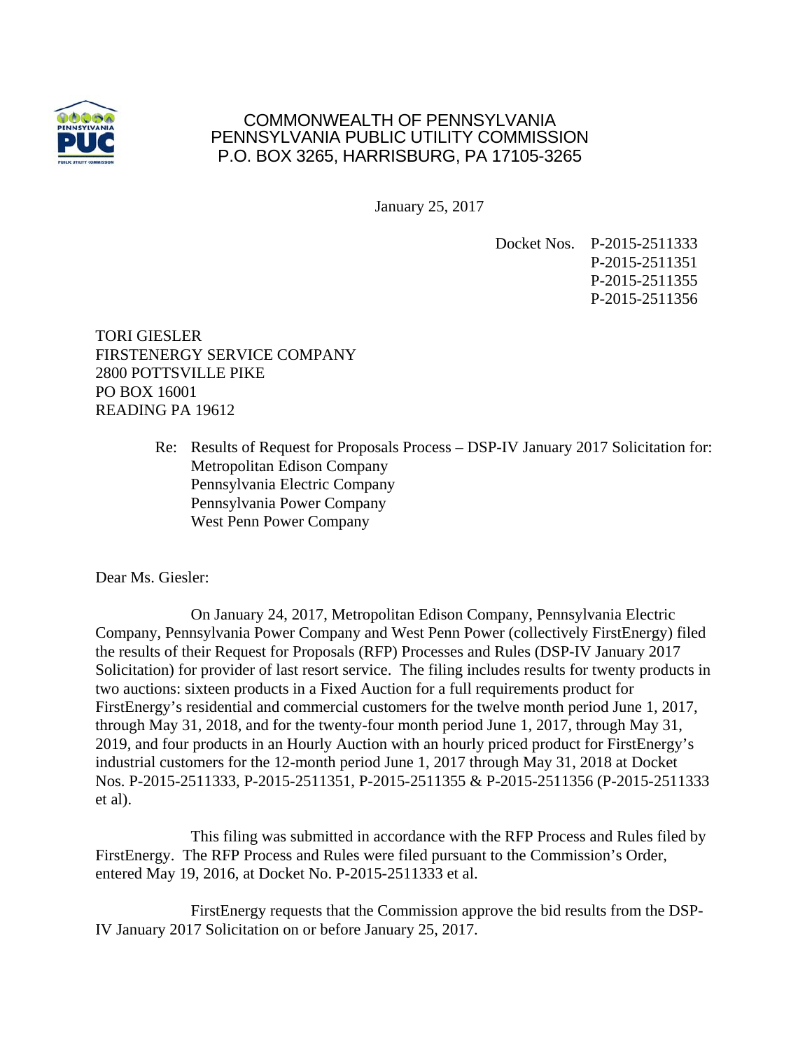COMMONWEALTH OF PENNSYLVANIA
PENNSYLVANIA PUBLIC UTILITY COMMISSION
P.O. BOX 3265, HARRISBURG, PA 17105-3265

January 25, 2017

Docket Nos. P-2015-2511333
P-2015-2511351
P-2015-2511355
P-2015-2511356

TORI GIESLER
FIRSTENERGY SERVICE COMPANY
2800 POTTSVILLE PIKE
PO BOX 16001
READING PA 19612

Re: Results of Request for Proposals Process – DSP-IV January 2017 Solicitation for:
Metropolitan Edison Company
Pennsylvania Electric Company
Pennsylvania Power Company
West Penn Power Company

Dear Ms. Giesler:

On January 24, 2017, Metropolitan Edison Company, Pennsylvania Electric Company, Pennsylvania Power Company and West Penn Power (collectively FirstEnergy) filed the results of their Request for Proposals (RFP) Processes and Rules (DSP-IV January 2017 Solicitation) for provider of last resort service. The filing includes results for twenty products in two auctions: sixteen products in a Fixed Auction for a full requirements product for FirstEnergy's residential and commercial customers for the twelve month period June 1, 2017, through May 31, 2018, and for the twenty-four month period June 1, 2017, through May 31, 2019, and four products in an Hourly Auction with an hourly priced product for FirstEnergy's industrial customers for the 12-month period June 1, 2017 through May 31, 2018 at Docket Nos. P-2015-2511333, P-2015-2511351, P-2015-2511355 & P-2015-2511356 (P-2015-2511333 et al).

This filing was submitted in accordance with the RFP Process and Rules filed by FirstEnergy. The RFP Process and Rules were filed pursuant to the Commission's Order, entered May 19, 2016, at Docket No. P-2015-2511333 et al.

FirstEnergy requests that the Commission approve the bid results from the DSP-IV January 2017 Solicitation on or before January 25, 2017.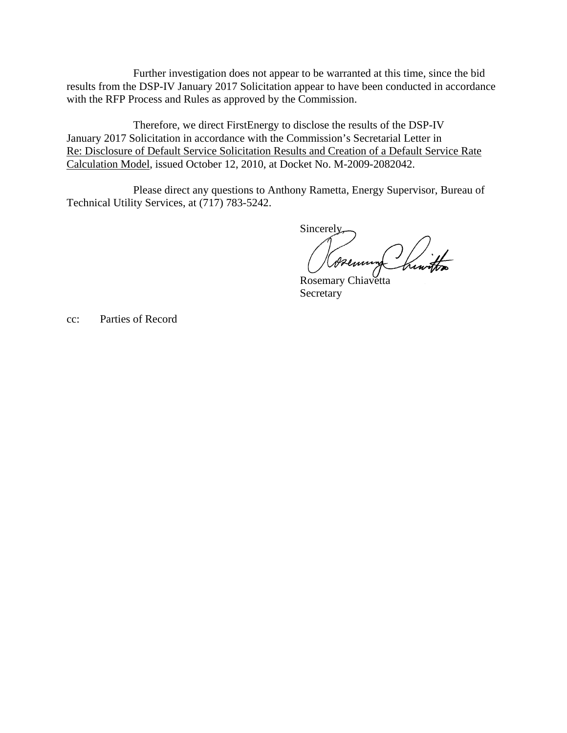Further investigation does not appear to be warranted at this time, since the bid results from the DSP-IV January 2017 Solicitation appear to have been conducted in accordance with the RFP Process and Rules as approved by the Commission.

Therefore, we direct FirstEnergy to disclose the results of the DSP-IV January 2017 Solicitation in accordance with the Commission's Secretarial Letter in Re: Disclosure of Default Service Solicitation Results and Creation of a Default Service Rate Calculation Model, issued October 12, 2010, at Docket No. M-2009-2082042.

Please direct any questions to Anthony Rametta, Energy Supervisor, Bureau of Technical Utility Services, at (717) 783-5242.

Sincerely,

Rosemary Chiavetta
Secretary

cc: Parties of Record